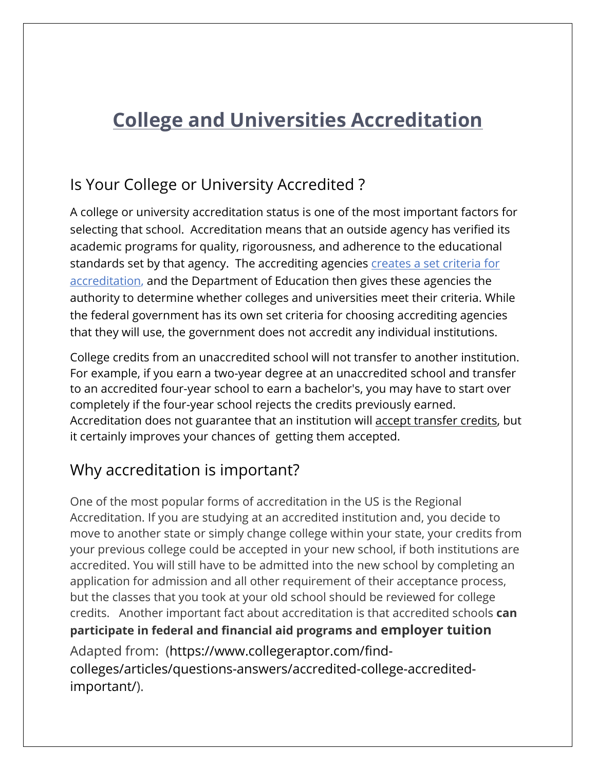# College and Universities Accreditation

## Is Your College or University Accredited ?

A college or university accreditation status is one of the most important factors for selecting that school. Accreditation means that an outside agency has verified its academic programs for quality, rigorousness, and adherence to the educational standards set by that agency. The accrediting agencies creates a set criteria for accreditation, and the Department of Education then gives these agencies the authority to determine whether colleges and universities meet their criteria. While the federal government has its own set criteria for choosing accrediting agencies that they will use, the government does not accredit any individual institutions.

College credits from an unaccredited school will not transfer to another institution. For example, if you earn a two-year degree at an unaccredited school and transfer to an accredited four-year school to earn a bachelor's, you may have to start over completely if the four-year school rejects the credits previously earned. Accreditation does not guarantee that an institution will accept transfer credits, but it certainly improves your chances of getting them accepted.

## Why accreditation is important?

One of the most popular forms of accreditation in the US is the Regional Accreditation. If you are studying at an accredited institution and, you decide to move to another state or simply change college within your state, your credits from your previous college could be accepted in your new school, if both institutions are accredited. You will still have to be admitted into the new school by completing an application for admission and all other requirement of their acceptance process, but the classes that you took at your old school should be reviewed for college credits. Another important fact about accreditation is that accredited schools **can participate in federal and financial aid programs and employer tuition**

Adapted from: (https://www.collegeraptor.com/find-colleges/articles/questions-answers/accredited-college-accredited-important/).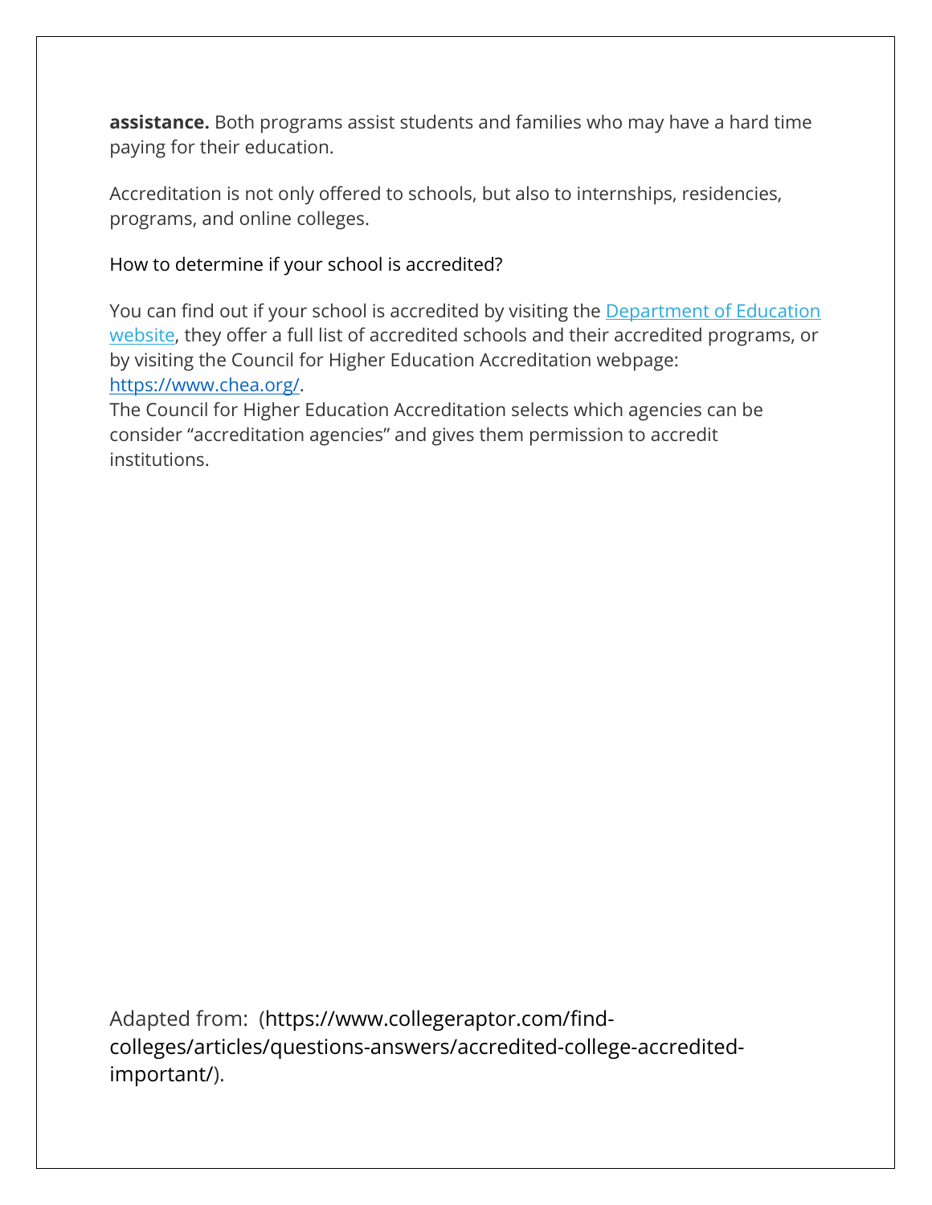**assistance.** Both programs assist students and families who may have a hard time paying for their education.

Accreditation is not only offered to schools, but also to internships, residencies, programs, and online colleges.

How to determine if your school is accredited?

You can find out if your school is accredited by visiting the [Department of Education website](), they offer a full list of accredited schools and their accredited programs, or by visiting the Council for Higher Education Accreditation webpage: [https://www.chea.org/](https://www.chea.org/).
The Council for Higher Education Accreditation selects which agencies can be consider "accreditation agencies" and gives them permission to accredit institutions.

Adapted from: (https://www.collegeraptor.com/find-colleges/articles/questions-answers/accredited-college-accredited-important/).